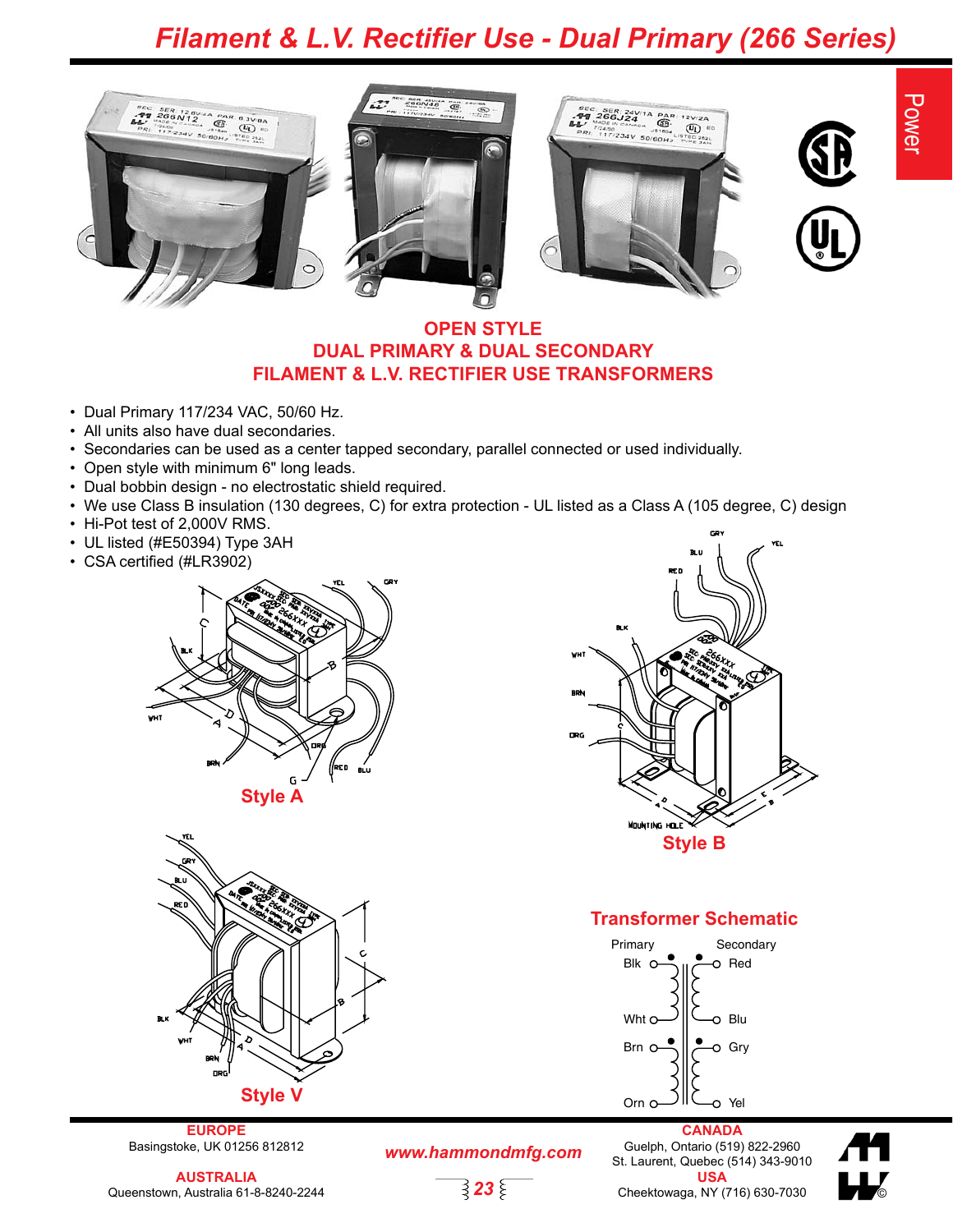# Filament & L.V. Rectifier Use - Dual Primary (266 Series)

Power

## OPEN STYLE
## DUAL PRIMARY & DUAL SECONDARY
## FILAMENT & L.V. RECTIFIER USE TRANSFORMERS

- Dual Primary 117/234 VAC, 50/60 Hz.
- All units also have dual secondaries.
- Secondaries can be used as a center tapped secondary, parallel connected or used individually.
- Open style with minimum 6" long leads.
- Dual bobbin design - no electrostatic shield required.
- We use Class B insulation (130 degrees, C) for extra protection - UL listed as a Class A (105 degree, C) design
- Hi-Pot test of 2,000V RMS.
- UL listed (#E50394) Type 3AH
- CSA certified (#LR3902)

**Style A**

**Style B**

**Style V**

### Transformer Schematic

Primary: Blk, Wht, Brn, Orn

Secondary: Red, Blu, Gry, Yel

**EUROPE**
Basingstoke, UK 01256 812812

**AUSTRALIA**
Queenstown, Australia 61-8-8240-2244

*www.hammondmfg.com*

**CANADA**
Guelph, Ontario (519) 822-2960
St. Laurent, Quebec (514) 343-9010

**USA**
Cheektowaga, NY (716) 630-7030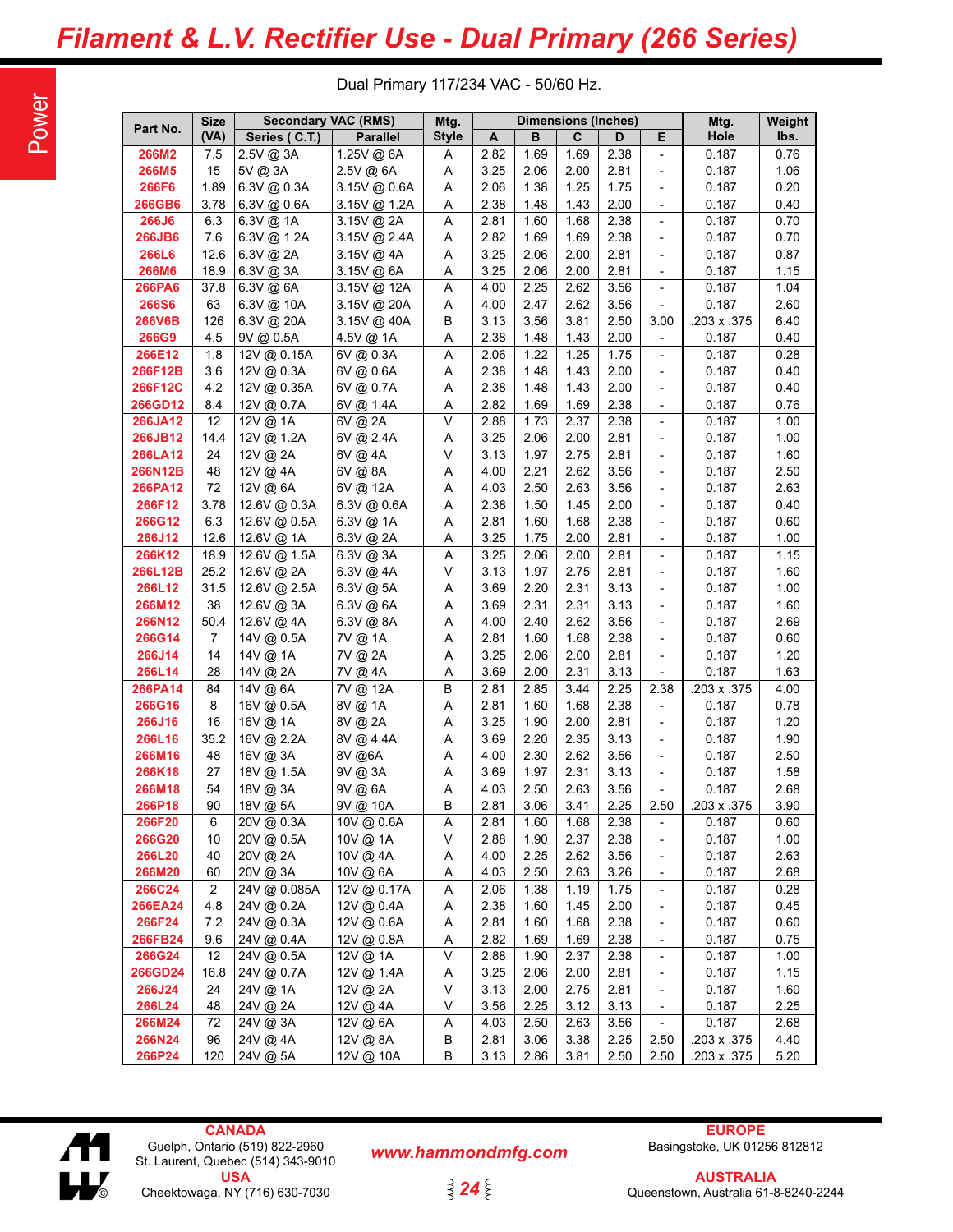# Filament & L.V. Rectifier Use - Dual Primary (266 Series)

Dual Primary 117/234 VAC - 50/60 Hz.

| Part No. | Size (VA) | Secondary VAC (RMS) Series ( C.T.) | Parallel | Mtg. Style | Dimensions (Inches) A | B | C | D | E | Mtg. Hole | Weight lbs. |
|---|---|---|---|---|---|---|---|---|---|---|---|
| 266M2 | 7.5 | 2.5V @ 3A | 1.25V @ 6A | A | 2.82 | 1.69 | 1.69 | 2.38 | - | 0.187 | 0.76 |
| 266M5 | 15 | 5V @ 3A | 2.5V @ 6A | A | 3.25 | 2.06 | 2.00 | 2.81 | - | 0.187 | 1.06 |
| 266F6 | 1.89 | 6.3V @ 0.3A | 3.15V @ 0.6A | A | 2.06 | 1.38 | 1.25 | 1.75 | - | 0.187 | 0.20 |
| 266GB6 | 3.78 | 6.3V @ 0.6A | 3.15V @ 1.2A | A | 2.38 | 1.48 | 1.43 | 2.00 | - | 0.187 | 0.40 |
| 266J6 | 6.3 | 6.3V @ 1A | 3.15V @ 2A | A | 2.81 | 1.60 | 1.68 | 2.38 | - | 0.187 | 0.70 |
| 266JB6 | 7.6 | 6.3V @ 1.2A | 3.15V @ 2.4A | A | 2.82 | 1.69 | 1.69 | 2.38 | - | 0.187 | 0.70 |
| 266L6 | 12.6 | 6.3V @ 2A | 3.15V @ 4A | A | 3.25 | 2.06 | 2.00 | 2.81 | - | 0.187 | 0.87 |
| 266M6 | 18.9 | 6.3V @ 3A | 3.15V @ 6A | A | 3.25 | 2.06 | 2.00 | 2.81 | - | 0.187 | 1.15 |
| 266PA6 | 37.8 | 6.3V @ 6A | 3.15V @ 12A | A | 4.00 | 2.25 | 2.62 | 3.56 | - | 0.187 | 1.04 |
| 266S6 | 63 | 6.3V @ 10A | 3.15V @ 20A | A | 4.00 | 2.47 | 2.62 | 3.56 | - | 0.187 | 2.60 |
| 266V6B | 126 | 6.3V @ 20A | 3.15V @ 40A | B | 3.13 | 3.56 | 3.81 | 2.50 | 3.00 | .203 x .375 | 6.40 |
| 266G9 | 4.5 | 9V @ 0.5A | 4.5V @ 1A | A | 2.38 | 1.48 | 1.43 | 2.00 | - | 0.187 | 0.40 |
| 266E12 | 1.8 | 12V @ 0.15A | 6V @ 0.3A | A | 2.06 | 1.22 | 1.25 | 1.75 | - | 0.187 | 0.28 |
| 266F12B | 3.6 | 12V @ 0.3A | 6V @ 0.6A | A | 2.38 | 1.48 | 1.43 | 2.00 | - | 0.187 | 0.40 |
| 266F12C | 4.2 | 12V @ 0.35A | 6V @ 0.7A | A | 2.38 | 1.48 | 1.43 | 2.00 | - | 0.187 | 0.40 |
| 266GD12 | 8.4 | 12V @ 0.7A | 6V @ 1.4A | A | 2.82 | 1.69 | 1.69 | 2.38 | - | 0.187 | 0.76 |
| 266JA12 | 12 | 12V @ 1A | 6V @ 2A | V | 2.88 | 1.73 | 2.37 | 2.38 | - | 0.187 | 1.00 |
| 266JB12 | 14.4 | 12V @ 1.2A | 6V @ 2.4A | A | 3.25 | 2.06 | 2.00 | 2.81 | - | 0.187 | 1.00 |
| 266LA12 | 24 | 12V @ 2A | 6V @ 4A | V | 3.13 | 1.97 | 2.75 | 2.81 | - | 0.187 | 1.60 |
| 266N12B | 48 | 12V @ 4A | 6V @ 8A | A | 4.00 | 2.21 | 2.62 | 3.56 | - | 0.187 | 2.50 |
| 266PA12 | 72 | 12V @ 6A | 6V @ 12A | A | 4.03 | 2.50 | 2.63 | 3.56 | - | 0.187 | 2.63 |
| 266F12 | 3.78 | 12.6V @ 0.3A | 6.3V @ 0.6A | A | 2.38 | 1.50 | 1.45 | 2.00 | - | 0.187 | 0.40 |
| 266G12 | 6.3 | 12.6V @ 0.5A | 6.3V @ 1A | A | 2.81 | 1.60 | 1.68 | 2.38 | - | 0.187 | 0.60 |
| 266J12 | 12.6 | 12.6V @ 1A | 6.3V @ 2A | A | 3.25 | 1.75 | 2.00 | 2.81 | - | 0.187 | 1.00 |
| 266K12 | 18.9 | 12.6V @ 1.5A | 6.3V @ 3A | A | 3.25 | 2.06 | 2.00 | 2.81 | - | 0.187 | 1.15 |
| 266L12B | 25.2 | 12.6V @ 2A | 6.3V @ 4A | V | 3.13 | 1.97 | 2.75 | 2.81 | - | 0.187 | 1.60 |
| 266L12 | 31.5 | 12.6V @ 2.5A | 6.3V @ 5A | A | 3.69 | 2.20 | 2.31 | 3.13 | - | 0.187 | 1.00 |
| 266M12 | 38 | 12.6V @ 3A | 6.3V @ 6A | A | 3.69 | 2.31 | 2.31 | 3.13 | - | 0.187 | 1.60 |
| 266N12 | 50.4 | 12.6V @ 4A | 6.3V @ 8A | A | 4.00 | 2.40 | 2.62 | 3.56 | - | 0.187 | 2.69 |
| 266G14 | 7 | 14V @ 0.5A | 7V @ 1A | A | 2.81 | 1.60 | 1.68 | 2.38 | - | 0.187 | 0.60 |
| 266J14 | 14 | 14V @ 1A | 7V @ 2A | A | 3.25 | 2.06 | 2.00 | 2.81 | - | 0.187 | 1.20 |
| 266L14 | 28 | 14V @ 2A | 7V @ 4A | A | 3.69 | 2.00 | 2.31 | 3.13 | - | 0.187 | 1.63 |
| 266PA14 | 84 | 14V @ 6A | 7V @ 12A | B | 2.81 | 2.85 | 3.44 | 2.25 | 2.38 | .203 x .375 | 4.00 |
| 266G16 | 8 | 16V @ 0.5A | 8V @ 1A | A | 2.81 | 1.60 | 1.68 | 2.38 | - | 0.187 | 0.78 |
| 266J16 | 16 | 16V @ 1A | 8V @ 2A | A | 3.25 | 1.90 | 2.00 | 2.81 | - | 0.187 | 1.20 |
| 266L16 | 35.2 | 16V @ 2.2A | 8V @ 4.4A | A | 3.69 | 2.20 | 2.35 | 3.13 | - | 0.187 | 1.90 |
| 266M16 | 48 | 16V @ 3A | 8V @6A | A | 4.00 | 2.30 | 2.62 | 3.56 | - | 0.187 | 2.50 |
| 266K18 | 27 | 18V @ 1.5A | 9V @ 3A | A | 3.69 | 1.97 | 2.31 | 3.13 | - | 0.187 | 1.58 |
| 266M18 | 54 | 18V @ 3A | 9V @ 6A | A | 4.03 | 2.50 | 2.63 | 3.56 | - | 0.187 | 2.68 |
| 266P18 | 90 | 18V @ 5A | 9V @ 10A | B | 2.81 | 3.06 | 3.41 | 2.25 | 2.50 | .203 x .375 | 3.90 |
| 266F20 | 6 | 20V @ 0.3A | 10V @ 0.6A | A | 2.81 | 1.60 | 1.68 | 2.38 | - | 0.187 | 0.60 |
| 266G20 | 10 | 20V @ 0.5A | 10V @ 1A | V | 2.88 | 1.90 | 2.37 | 2.38 | - | 0.187 | 1.00 |
| 266L20 | 40 | 20V @ 2A | 10V @ 4A | A | 4.00 | 2.25 | 2.62 | 3.56 | - | 0.187 | 2.63 |
| 266M20 | 60 | 20V @ 3A | 10V @ 6A | A | 4.03 | 2.50 | 2.63 | 3.26 | - | 0.187 | 2.68 |
| 266C24 | 2 | 24V @ 0.085A | 12V @ 0.17A | A | 2.06 | 1.38 | 1.19 | 1.75 | - | 0.187 | 0.28 |
| 266EA24 | 4.8 | 24V @ 0.2A | 12V @ 0.4A | A | 2.38 | 1.60 | 1.45 | 2.00 | - | 0.187 | 0.45 |
| 266F24 | 7.2 | 24V @ 0.3A | 12V @ 0.6A | A | 2.81 | 1.60 | 1.68 | 2.38 | - | 0.187 | 0.60 |
| 266FB24 | 9.6 | 24V @ 0.4A | 12V @ 0.8A | A | 2.82 | 1.69 | 1.69 | 2.38 | - | 0.187 | 0.75 |
| 266G24 | 12 | 24V @ 0.5A | 12V @ 1A | V | 2.88 | 1.90 | 2.37 | 2.38 | - | 0.187 | 1.00 |
| 266GD24 | 16.8 | 24V @ 0.7A | 12V @ 1.4A | A | 3.25 | 2.06 | 2.00 | 2.81 | - | 0.187 | 1.15 |
| 266J24 | 24 | 24V @ 1A | 12V @ 2A | V | 3.13 | 2.00 | 2.75 | 2.81 | - | 0.187 | 1.60 |
| 266L24 | 48 | 24V @ 2A | 12V @ 4A | V | 3.56 | 2.25 | 3.12 | 3.13 | - | 0.187 | 2.25 |
| 266M24 | 72 | 24V @ 3A | 12V @ 6A | A | 4.03 | 2.50 | 2.63 | 3.56 | - | 0.187 | 2.68 |
| 266N24 | 96 | 24V @ 4A | 12V @ 8A | B | 2.81 | 3.06 | 3.38 | 2.25 | 2.50 | .203 x .375 | 4.40 |
| 266P24 | 120 | 24V @ 5A | 12V @ 10A | B | 3.13 | 2.86 | 3.81 | 2.50 | 2.50 | .203 x .375 | 5.20 |

**CANADA**
Guelph, Ontario (519) 822-2960
St. Laurent, Quebec (514) 343-9010

**USA**
Cheektowaga, NY (716) 630-7030

*www.hammondmfg.com*

**EUROPE**
Basingstoke, UK 01256 812812

**AUSTRALIA**
Queenstown, Australia 61-8-8240-2244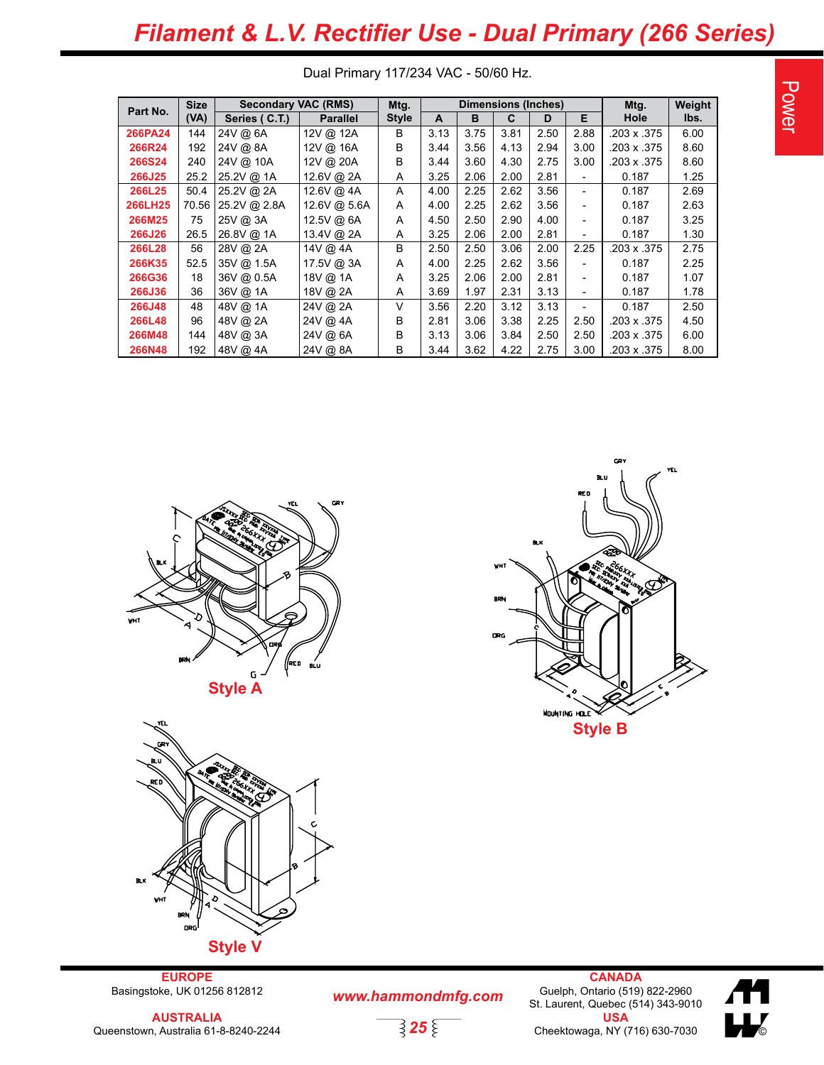# Filament & L.V. Rectifier Use - Dual Primary (266 Series)

Dual Primary 117/234 VAC - 50/60 Hz.

| Part No. | Size (VA) | Secondary VAC (RMS) | | Mtg. Style | Dimensions (Inches) | | | | | Mtg. Hole | Weight lbs. |
|---|---|---|---|---|---|---|---|---|---|---|---|
| | | Series ( C.T.) | Parallel | | A | B | C | D | E | | |
| 266PA24 | 144 | 24V @ 6A | 12V @ 12A | B | 3.13 | 3.75 | 3.81 | 2.50 | 2.88 | .203 x .375 | 6.00 |
| 266R24 | 192 | 24V @ 8A | 12V @ 16A | B | 3.44 | 3.56 | 4.13 | 2.94 | 3.00 | .203 x .375 | 8.60 |
| 266S24 | 240 | 24V @ 10A | 12V @ 20A | B | 3.44 | 3.60 | 4.30 | 2.75 | 3.00 | .203 x .375 | 8.60 |
| 266J25 | 25.2 | 25.2V @ 1A | 12.6V @ 2A | A | 3.25 | 2.06 | 2.00 | 2.81 | - | 0.187 | 1.25 |
| 266L25 | 50.4 | 25.2V @ 2A | 12.6V @ 4A | A | 4.00 | 2.25 | 2.62 | 3.56 | - | 0.187 | 2.69 |
| 266LH25 | 70.56 | 25.2V @ 2.8A | 12.6V @ 5.6A | A | 4.00 | 2.25 | 2.62 | 3.56 | - | 0.187 | 2.63 |
| 266M25 | 75 | 25V @ 3A | 12.5V @ 6A | A | 4.50 | 2.50 | 2.90 | 4.00 | - | 0.187 | 3.25 |
| 266J26 | 26.5 | 26.8V @ 1A | 13.4V @ 2A | A | 3.25 | 2.06 | 2.00 | 2.81 | - | 0.187 | 1.30 |
| 266L28 | 56 | 28V @ 2A | 14V @ 4A | B | 2.50 | 2.50 | 3.06 | 2.00 | 2.25 | .203 x .375 | 2.75 |
| 266K35 | 52.5 | 35V @ 1.5A | 17.5V @ 3A | A | 4.00 | 2.25 | 2.62 | 3.56 | - | 0.187 | 2.25 |
| 266G36 | 18 | 36V @ 0.5A | 18V @ 1A | A | 3.25 | 2.06 | 2.00 | 2.81 | - | 0.187 | 1.07 |
| 266J36 | 36 | 36V @ 1A | 18V @ 2A | A | 3.69 | 1.97 | 2.31 | 3.13 | - | 0.187 | 1.78 |
| 266J48 | 48 | 48V @ 1A | 24V @ 2A | V | 3.56 | 2.20 | 3.12 | 3.13 | - | 0.187 | 2.50 |
| 266L48 | 96 | 48V @ 2A | 24V @ 4A | B | 2.81 | 3.06 | 3.38 | 2.25 | 2.50 | .203 x .375 | 4.50 |
| 266M48 | 144 | 48V @ 3A | 24V @ 6A | B | 3.13 | 3.06 | 3.84 | 2.50 | 2.50 | .203 x .375 | 6.00 |
| 266N48 | 192 | 48V @ 4A | 24V @ 8A | B | 3.44 | 3.62 | 4.22 | 2.75 | 3.00 | .203 x .375 | 8.00 |

Style A

Style B

Style V

**EUROPE**
Basingstoke, UK 01256 812812

**AUSTRALIA**
Queenstown, Australia 61-8-8240-2244

*www.hammondmfg.com*

**CANADA**
Guelph, Ontario (519) 822-2960
St. Laurent, Quebec (514) 343-9010

**USA**
Cheektowaga, NY (716) 630-7030